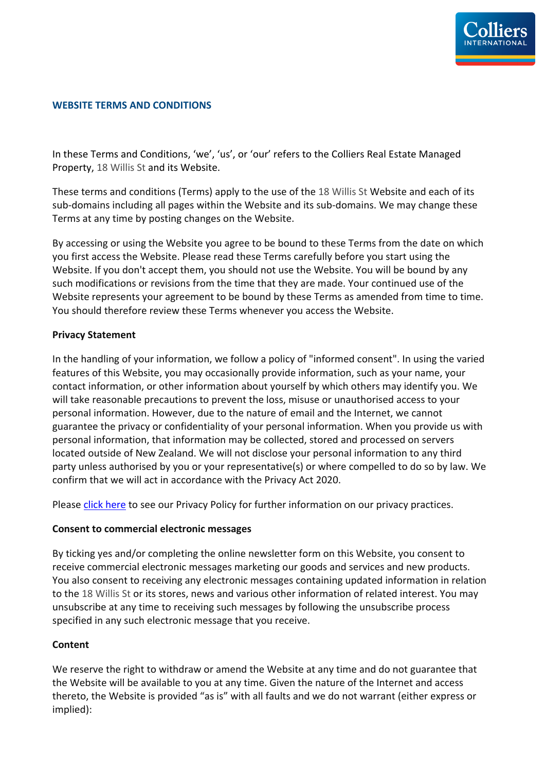## WEBSITE TERMS AND CONDITIONS

In these Terms and Conditions, 'we', 'us', or 'our' refers to the Colliers Real Estate Managed Property, 18 Willis St and its Website.

These terms and conditions (Terms) apply to the use of the 18 Willis St Website and each of its sub-domains including all pages within the Website and its sub-domains. We may change these Terms at any time by posting changes on the Website.

By accessing or using the Website you agree to be bound to these Terms from the date on which you first access the Website. Please read these Terms carefully before you start using the Website. If you don't accept them, you should not use the Website. You will be bound by any such modifications or revisions from the time that they are made. Your continued use of the Website represents your agreement to be bound by these Terms as amended from time to time. You should therefore review these Terms whenever you access the Website.

**Privacy Statement**

In the handling of your information, we follow a policy of "informed consent". In using the varied features of this Website, you may occasionally provide information, such as your name, your contact information, or other information about yourself by which others may identify you. We will take reasonable precautions to prevent the loss, misuse or unauthorised access to your personal information. However, due to the nature of email and the Internet, we cannot guarantee the privacy or confidentiality of your personal information. When you provide us with personal information, that information may be collected, stored and processed on servers located outside of New Zealand. We will not disclose your personal information to any third party unless authorised by you or your representative(s) or where compelled to do so by law. We confirm that we will act in accordance with the Privacy Act 2020.

Please click here to see our Privacy Policy for further information on our privacy practices.

**Consent to commercial electronic messages**

By ticking yes and/or completing the online newsletter form on this Website, you consent to receive commercial electronic messages marketing our goods and services and new products. You also consent to receiving any electronic messages containing updated information in relation to the 18 Willis St or its stores, news and various other information of related interest. You may unsubscribe at any time to receiving such messages by following the unsubscribe process specified in any such electronic message that you receive.

**Content**

We reserve the right to withdraw or amend the Website at any time and do not guarantee that the Website will be available to you at any time. Given the nature of the Internet and access thereto, the Website is provided "as is" with all faults and we do not warrant (either express or implied):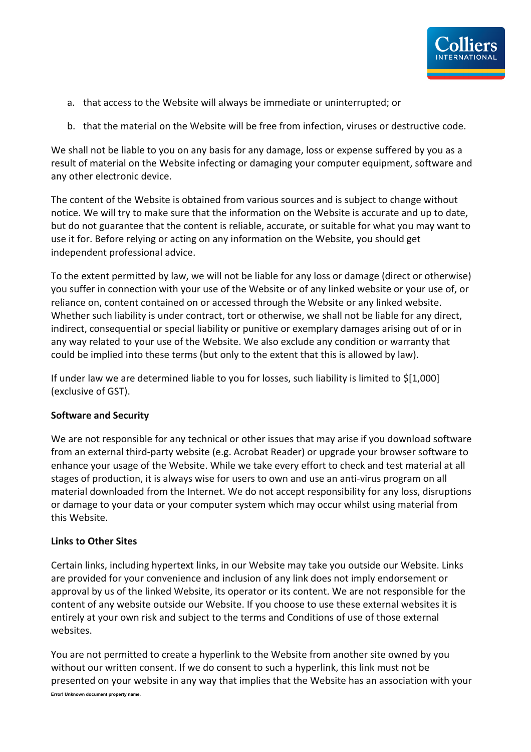a. that access to the Website will always be immediate or uninterrupted; or

b. that the material on the Website will be free from infection, viruses or destructive code.

We shall not be liable to you on any basis for any damage, loss or expense suffered by you as a result of material on the Website infecting or damaging your computer equipment, software and any other electronic device.

The content of the Website is obtained from various sources and is subject to change without notice. We will try to make sure that the information on the Website is accurate and up to date, but do not guarantee that the content is reliable, accurate, or suitable for what you may want to use it for. Before relying or acting on any information on the Website, you should get independent professional advice.

To the extent permitted by law, we will not be liable for any loss or damage (direct or otherwise) you suffer in connection with your use of the Website or of any linked website or your use of, or reliance on, content contained on or accessed through the Website or any linked website. Whether such liability is under contract, tort or otherwise, we shall not be liable for any direct, indirect, consequential or special liability or punitive or exemplary damages arising out of or in any way related to your use of the Website. We also exclude any condition or warranty that could be implied into these terms (but only to the extent that this is allowed by law).

If under law we are determined liable to you for losses, such liability is limited to $[1,000] (exclusive of GST).

**Software and Security**

We are not responsible for any technical or other issues that may arise if you download software from an external third-party website (e.g. Acrobat Reader) or upgrade your browser software to enhance your usage of the Website. While we take every effort to check and test material at all stages of production, it is always wise for users to own and use an anti-virus program on all material downloaded from the Internet. We do not accept responsibility for any loss, disruptions or damage to your data or your computer system which may occur whilst using material from this Website.

**Links to Other Sites**

Certain links, including hypertext links, in our Website may take you outside our Website. Links are provided for your convenience and inclusion of any link does not imply endorsement or approval by us of the linked Website, its operator or its content. We are not responsible for the content of any website outside our Website. If you choose to use these external websites it is entirely at your own risk and subject to the terms and Conditions of use of those external websites.

You are not permitted to create a hyperlink to the Website from another site owned by you without our written consent. If we do consent to such a hyperlink, this link must not be presented on your website in any way that implies that the Website has an association with your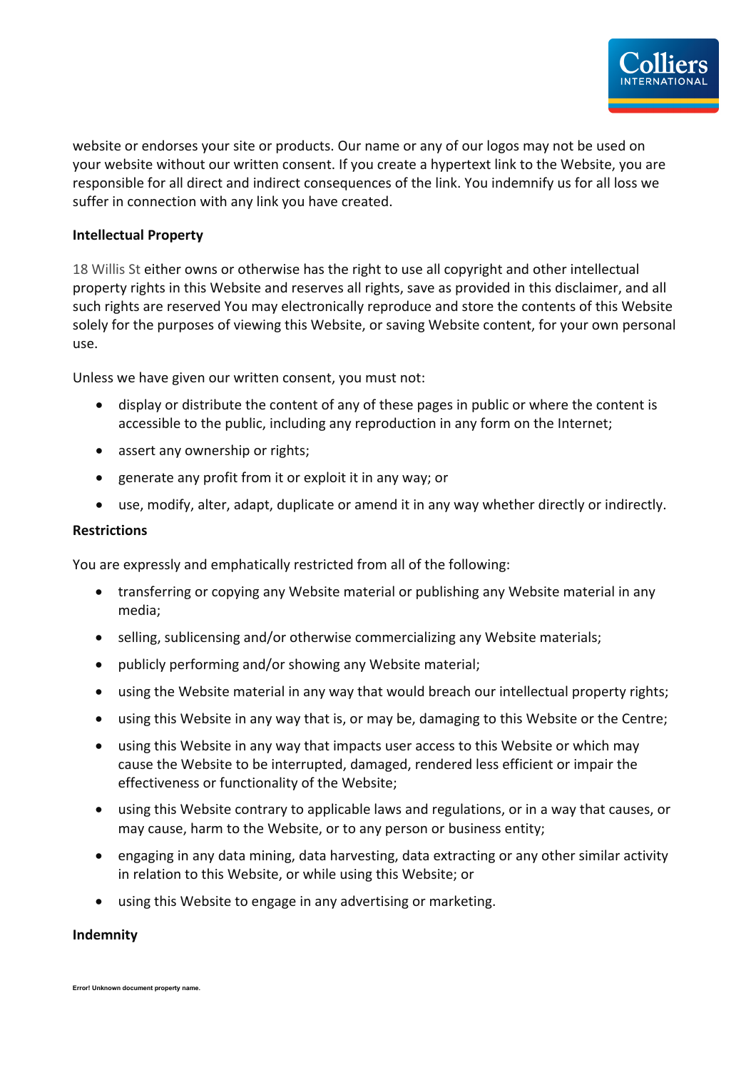website or endorses your site or products. Our name or any of our logos may not be used on your website without our written consent. If you create a hypertext link to the Website, you are responsible for all direct and indirect consequences of the link. You indemnify us for all loss we suffer in connection with any link you have created.

**Intellectual Property**

18 Willis St either owns or otherwise has the right to use all copyright and other intellectual property rights in this Website and reserves all rights, save as provided in this disclaimer, and all such rights are reserved You may electronically reproduce and store the contents of this Website solely for the purposes of viewing this Website, or saving Website content, for your own personal use.

Unless we have given our written consent, you must not:

- display or distribute the content of any of these pages in public or where the content is accessible to the public, including any reproduction in any form on the Internet;
- assert any ownership or rights;
- generate any profit from it or exploit it in any way; or
- use, modify, alter, adapt, duplicate or amend it in any way whether directly or indirectly.

**Restrictions**

You are expressly and emphatically restricted from all of the following:

- transferring or copying any Website material or publishing any Website material in any media;
- selling, sublicensing and/or otherwise commercializing any Website materials;
- publicly performing and/or showing any Website material;
- using the Website material in any way that would breach our intellectual property rights;
- using this Website in any way that is, or may be, damaging to this Website or the Centre;
- using this Website in any way that impacts user access to this Website or which may cause the Website to be interrupted, damaged, rendered less efficient or impair the effectiveness or functionality of the Website;
- using this Website contrary to applicable laws and regulations, or in a way that causes, or may cause, harm to the Website, or to any person or business entity;
- engaging in any data mining, data harvesting, data extracting or any other similar activity in relation to this Website, or while using this Website; or
- using this Website to engage in any advertising or marketing.

**Indemnity**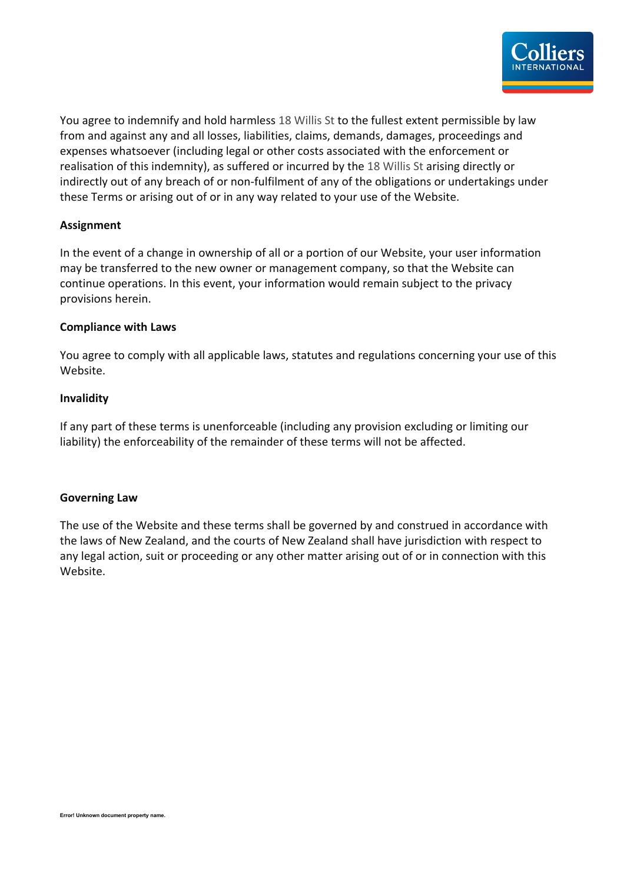You agree to indemnify and hold harmless 18 Willis St to the fullest extent permissible by law from and against any and all losses, liabilities, claims, demands, damages, proceedings and expenses whatsoever (including legal or other costs associated with the enforcement or realisation of this indemnity), as suffered or incurred by the 18 Willis St arising directly or indirectly out of any breach of or non-fulfilment of any of the obligations or undertakings under these Terms or arising out of or in any way related to your use of the Website.

**Assignment**

In the event of a change in ownership of all or a portion of our Website, your user information may be transferred to the new owner or management company, so that the Website can continue operations. In this event, your information would remain subject to the privacy provisions herein.

**Compliance with Laws**

You agree to comply with all applicable laws, statutes and regulations concerning your use of this Website.

**Invalidity**

If any part of these terms is unenforceable (including any provision excluding or limiting our liability) the enforceability of the remainder of these terms will not be affected.

**Governing Law**

The use of the Website and these terms shall be governed by and construed in accordance with the laws of New Zealand, and the courts of New Zealand shall have jurisdiction with respect to any legal action, suit or proceeding or any other matter arising out of or in connection with this Website.